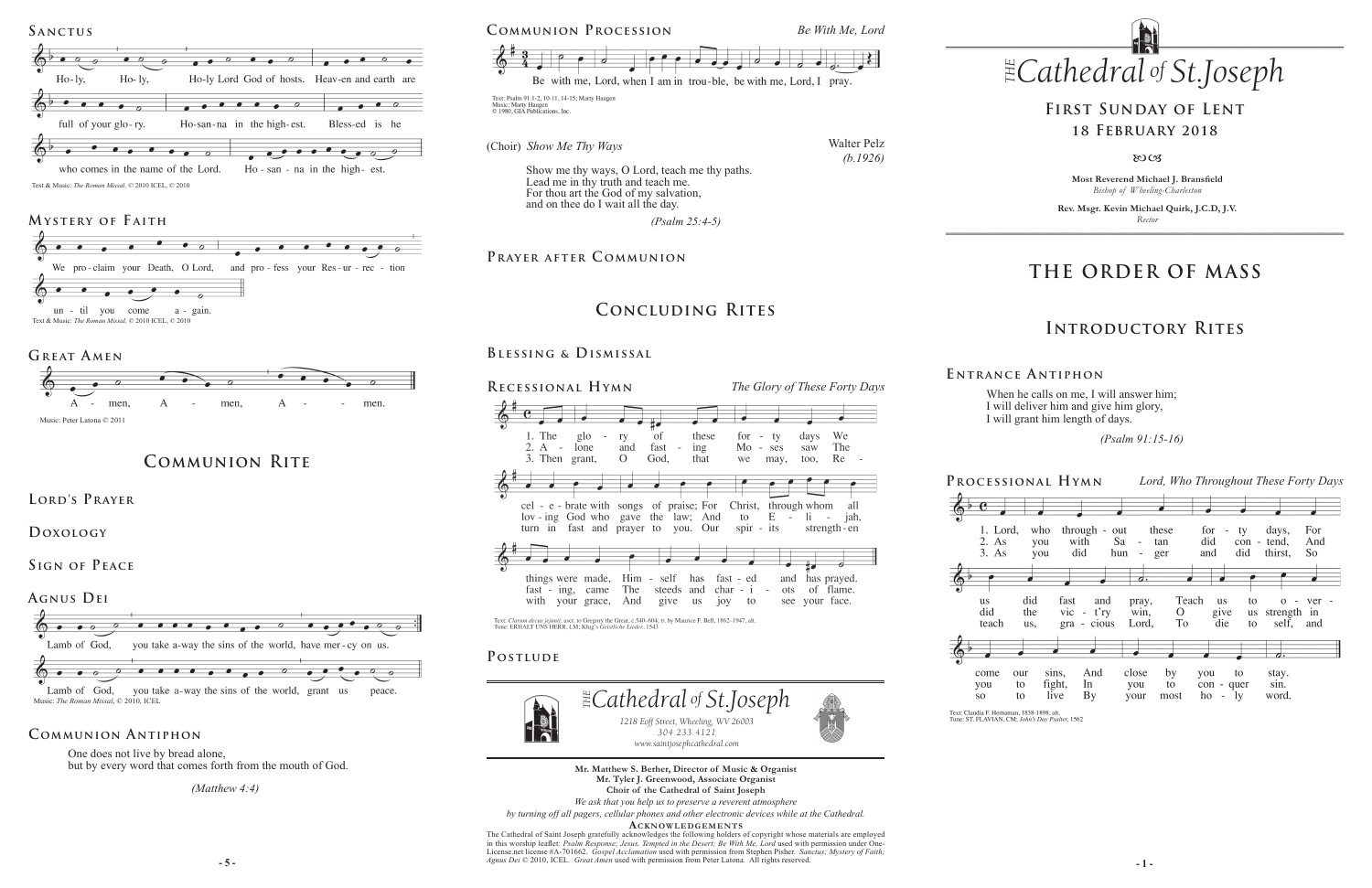## Sanctus

Ho-ly, Ho-ly, Ho-ly Lord God of hosts. Heav-en and earth are full of your glo-ry. Ho-san-na in the high-est. Bless-ed is he who comes in the name of the Lord. Ho-san-na in the high-est.

Text & Music: *The Roman Missal*, © 2010 ICEL, © 2010

## Mystery of Faith

We pro-claim your Death, O Lord, and pro-fess your Res-ur-rec-tion un-til you come a-gain.

Text & Music: *The Roman Missal*, © 2010 ICEL, © 2010

## Great Amen

A-men, A-men, A-men.

Music: Peter Latona © 2011

# Communion Rite

## Lord's Prayer

## Doxology

## Sign of Peace

## Agnus Dei

Lamb of God, you take a-way the sins of the world, have mer-cy on us.

Lamb of God, you take a-way the sins of the world, grant us peace.

Music: *The Roman Missal*, © 2010, ICEL

## Communion Antiphon

One does not live by bread alone,
but by every word that comes forth from the mouth of God.

*(Matthew 4:4)*

## Communion Procession *Be With Me, Lord*

Be with me, Lord, when I am in trou-ble, be with me, Lord, I pray.

Text: Psalm 91:1-2, 10-11, 14-15; Marty Haugen
Music: Marty Haugen
© 1980, GIA Publications, Inc.

(Choir) *Show Me Thy Ways* — Walter Pelz *(b.1926)*

Show me thy ways, O Lord, teach me thy paths.
Lead me in thy truth and teach me.
For thou art the God of my salvation,
and on thee do I wait all the day.

*(Psalm 25:4-5)*

## Prayer after Communion

# Concluding Rites

## Blessing & Dismissal

## Recessional Hymn *The Glory of These Forty Days*

1. The glo-ry of these for-ty days We cel-e-brate with songs of praise; For Christ, through whom all things were made, Him-self has fast-ed and has prayed.
2. A-lone and fast-ing Mo-ses saw The lov-ing God who gave the law; And to E-li-jah, fast-ing, came The steeds and char-i-ots of flame.
3. Then grant, O God, that we may, too, Re-turn in fast and prayer to you. Our spir-its strength-en with your grace, And give us joy to see your face.

Text: *Clarum decus jejunii*; ascr. to Gregory the Great, c.540–604; tr. by Maurice F. Bell, 1862–1947, alt.
Tune: ERHALT UNS HERR, LM; Klug's *Geistliche Lieder*, 1543

## Postlude

THE *Cathedral of St. Joseph*
1218 Eoff Street, Wheeling, WV 26003
304.233.4121
www.saintjosephcathedral.com

**Mr. Matthew S. Berher, Director of Music & Organist**
**Mr. Tyler J. Greenwood, Associate Organist**
**Choir of the Cathedral of Saint Joseph**

*We ask that you help us to preserve a reverent atmosphere*
*by turning off all pagers, cellular phones and other electronic devices while at the Cathedral.*

**Acknowledgements**

The Cathedral of Saint Joseph gratefully acknowledges the following holders of copyright whose materials are employed in this worship leaflet: *Psalm Response; Jesus, Tempted in the Desert; Be With Me, Lord* used with permission under One-License.net license #A-701662. *Gospel Acclamation* used with permission from Stephen Pisher. *Sanctus; Mystery of Faith; Agnus Dei* © 2010, ICEL. *Great Amen* used with permission from Peter Latona. All rights reserved.

# THE *Cathedral of St. Joseph*

## First Sunday of Lent
## 18 February 2018

**Most Reverend Michael J. Bransfield**
*Bishop of Wheeling-Charleston*

**Rev. Msgr. Kevin Michael Quirk, J.C.D, J.V.**
*Rector*

# The Order of Mass

# Introductory Rites

## Entrance Antiphon

When he calls on me, I will answer him;
I will deliver him and give him glory,
I will grant him length of days.

*(Psalm 91:15-16)*

## Processional Hymn *Lord, Who Throughout These Forty Days*

1. Lord, who through-out these for-ty days, For us did fast and pray, Teach us to o-ver-come our sins, And close by you to stay.
2. As you with Sa-tan did con-tend, And did the vic-t'ry win, O give us strength in you to fight, In you to con-quer sin.
3. As you did hun-ger and did thirst, So teach us, gra-cious Lord, To die to self, and so to live By your most ho-ly word.

Text: Claudia F. Hernaman, 1838-1898, alt.
Tune: ST. FLAVIAN, CM; *John's Day Psalter*, 1562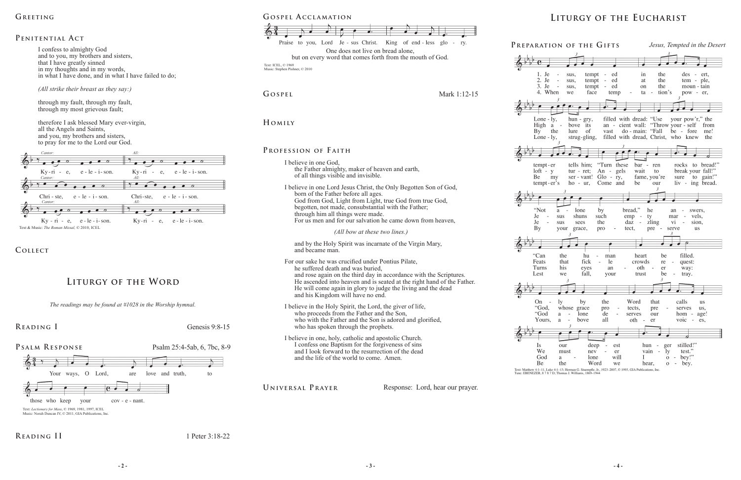## Greeting

## Penitential Act

I confess to almighty God
and to you, my brothers and sisters,
that I have greatly sinned
in my thoughts and in my words,
in what I have done, and in what I have failed to do;

*(All strike their breast as they say:)*

through my fault, through my fault,
through my most grievous fault;

therefore I ask blessed Mary ever-virgin,
all the Angels and Saints,
and you, my brothers and sisters,
to pray for me to the Lord our God.

*Cantor:* Ky - ri - e, e - le - i - son. *All:* Ky - ri - e, e - le - i - son.

*Cantor:* Chri - ste, e - le - i - son. *All:* Chri - ste, e - le - i - son.

*Cantor:* Ky - ri - e, e - le - i - son. *All:* Ky - ri - e, e - le - i - son.

Text & Music: *The Roman Missal*, © 2010, ICEL

## Collect

# Liturgy of the Word

*The readings may be found at #1028 in the Worship hymnal.*

## Reading I — Genesis 9:8-15

## Psalm Response — Psalm 25:4-5ab, 6, 7bc, 8-9

Your ways, O Lord, are love and truth, to those who keep your cov - e - nant.

Text: *Lectionary for Mass*, © 1969, 1981, 1997, ICEL
Music: Norah Duncan IV, © 2011, GIA Publications, Inc.

## Reading II — 1 Peter 3:18-22

## Gospel Acclamation

Praise to you, Lord Je - sus Christ. King of end - less glo - ry.

One does not live on bread alone,
but on every word that comes forth from the mouth of God.

Text: ICEL, © 1969
Music: Stephen Pishner, © 2010

## Gospel — Mark 1:12-15

## Homily

## Profession of Faith

I believe in one God,
the Father almighty, maker of heaven and earth,
of all things visible and invisible.

I believe in one Lord Jesus Christ, the Only Begotten Son of God,
born of the Father before all ages.
God from God, Light from Light, true God from true God,
begotten, not made, consubstantial with the Father;
through him all things were made.
For us men and for our salvation he came down from heaven,

*(All bow at these two lines.)*

and by the Holy Spirit was incarnate of the Virgin Mary,
and became man.

For our sake he was crucified under Pontius Pilate,
he suffered death and was buried,
and rose again on the third day in accordance with the Scriptures.
He ascended into heaven and is seated at the right hand of the Father.
He will come again in glory to judge the living and the dead
and his Kingdom will have no end.

I believe in the Holy Spirit, the Lord, the giver of life,
who proceeds from the Father and the Son,
who with the Father and the Son is adored and glorified,
who has spoken through the prophets.

I believe in one, holy, catholic and apostolic Church.
I confess one Baptism for the forgiveness of sins
and I look forward to the resurrection of the dead
and the life of the world to come. Amen.

## Universal Prayer

Response: Lord, hear our prayer.

# Liturgy of the Eucharist

## Preparation of the Gifts — *Jesus, Tempted in the Desert*

1. Jesus, tempted in the desert, Lonely, hungry, filled with dread: "Use your pow'r," the tempter tells him; "Turn these barren rocks to bread!" "Not alone by bread," he answers, "Can the human heart be filled. Only by the Word that calls us Is our deepest hunger stilled!"

2. Jesus, tempted at the temple, High above its ancient wall: "Throw yourself from lofty turret; Angels wait to break your fall!" Jesus shuns such empty marvels, Feats that fickle crowds request: "God, whose grace protects, preserves us, We must never vainly test."

3. Jesus, tempted on the mountain By the lure of vast domain: "Fall before me! Be my servant! Glory, fame, you're sure to gain!" Jesus sees the dazzling vision, Turns his eyes another way: "God alone deserves our homage! God alone will I obey!"

4. When we face temptation's power, Lonely, struggling, filled with dread, Christ, who knew the tempter's hour, Come and be our living bread. By your grace protect, preserve us Lest we fall, your trust betray. Yours, above all other voices, Be the Word we hear, obey.

Text: Matthew 4:1–11, Luke 4:1–13; Herman G. Stuempfle, Jr., 1923–2007, © 1993, GIA Publications, Inc.
Tune: EBENEZER, 8 7 8 7 D; Thomas J. Williams, 1869–1944